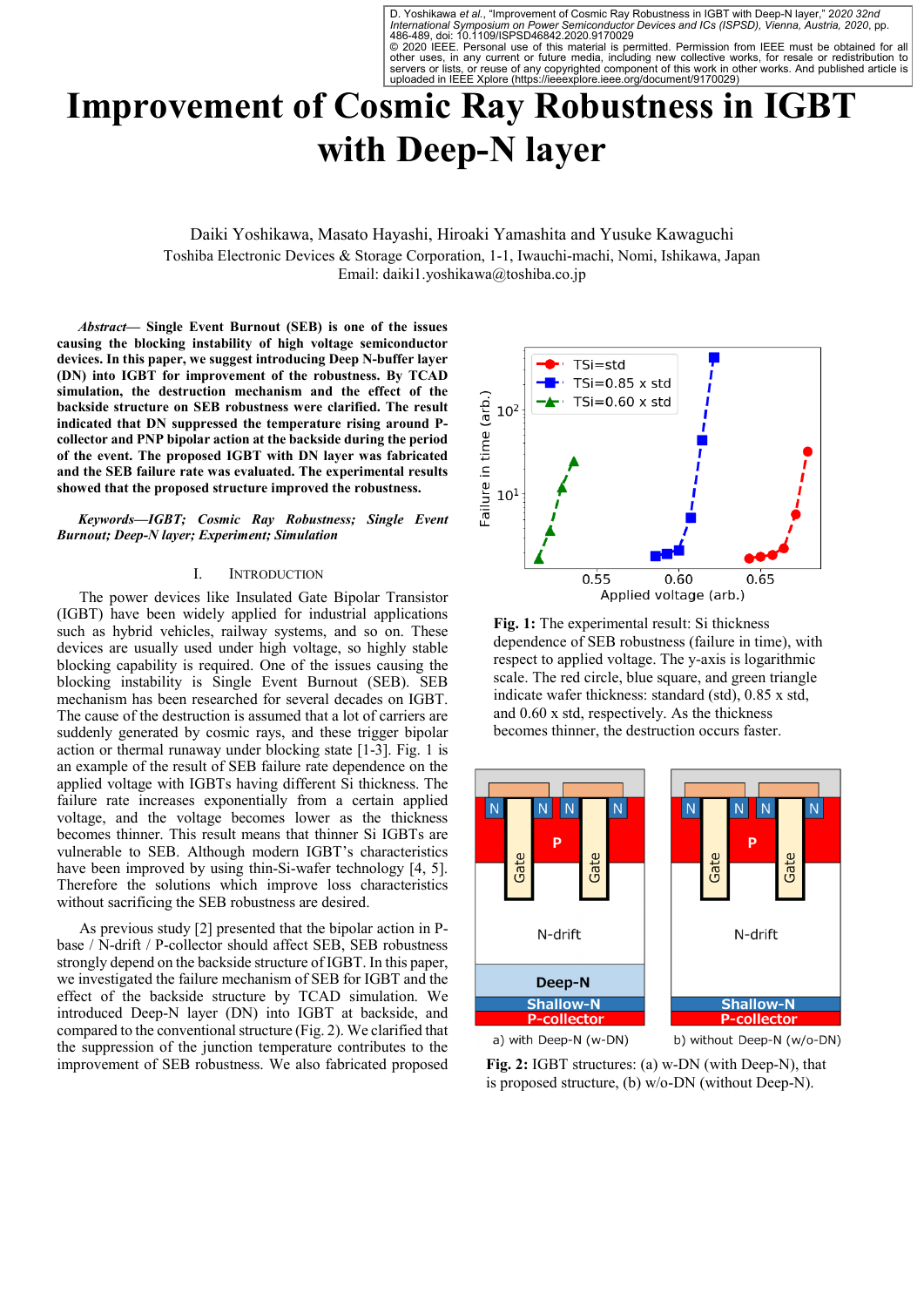D. Yoshikawa *et al.*, "Improvement of Cosmic Ray Robustness in IGBT with Deep-N layer," *2020 32nd International Symposium on Power Semiconductor Devices and ICs (ISPSD)*, Vienna, Austria, 2020, pp. 486-489, doi: 10.1109/ISPSD46842.2020.9170029
© 2020 IEEE. Personal use of this material is permitted. Permission from IEEE must be obtained for all other uses, in any current or future media, including new collective works, for resale or redistribution to servers or lists, or reuse of any copyrighted component of this work in other works. And published article is uploaded in IEEE Xplore (https://ieeexplore.ieee.org/document/9170029)

# Improvement of Cosmic Ray Robustness in IGBT with Deep-N layer

Daiki Yoshikawa, Masato Hayashi, Hiroaki Yamashita and Yusuke Kawaguchi
Toshiba Electronic Devices & Storage Corporation, 1-1, Iwauchi-machi, Nomi, Ishikawa, Japan
Email: daiki1.yoshikawa@toshiba.co.jp

***Abstract*— Single Event Burnout (SEB) is one of the issues causing the blocking instability of high voltage semiconductor devices. In this paper, we suggest introducing Deep N-buffer layer (DN) into IGBT for improvement of the robustness. By TCAD simulation, the destruction mechanism and the effect of the backside structure on SEB robustness were clarified. The result indicated that DN suppressed the temperature rising around P-collector and PNP bipolar action at the backside during the period of the event. The proposed IGBT with DN layer was fabricated and the SEB failure rate was evaluated. The experimental results showed that the proposed structure improved the robustness.**

***Keywords—IGBT; Cosmic Ray Robustness; Single Event Burnout; Deep-N layer; Experiment; Simulation***

## I. Introduction

The power devices like Insulated Gate Bipolar Transistor (IGBT) have been widely applied for industrial applications such as hybrid vehicles, railway systems, and so on. These devices are usually used under high voltage, so highly stable blocking capability is required. One of the issues causing the blocking instability is Single Event Burnout (SEB). SEB mechanism has been researched for several decades on IGBT. The cause of the destruction is assumed that a lot of carriers are suddenly generated by cosmic rays, and these trigger bipolar action or thermal runaway under blocking state [1-3]. Fig. 1 is an example of the result of SEB failure rate dependence on the applied voltage with IGBTs having different Si thickness. The failure rate increases exponentially from a certain applied voltage, and the voltage becomes lower as the thickness becomes thinner. This result means that thinner Si IGBTs are vulnerable to SEB. Although modern IGBT's characteristics have been improved by using thin-Si-wafer technology [4, 5]. Therefore the solutions which improve loss characteristics without sacrificing the SEB robustness are desired.

As previous study [2] presented that the bipolar action in P-base / N-drift / P-collector should affect SEB, SEB robustness strongly depend on the backside structure of IGBT. In this paper, we investigated the failure mechanism of SEB for IGBT and the effect of the backside structure by TCAD simulation. We introduced Deep-N layer (DN) into IGBT at backside, and compared to the conventional structure (Fig. 2). We clarified that the suppression of the junction temperature contributes to the improvement of SEB robustness. We also fabricated proposed

**Fig. 1:** The experimental result: Si thickness dependence of SEB robustness (failure in time), with respect to applied voltage. The y-axis is logarithmic scale. The red circle, blue square, and green triangle indicate wafer thickness: standard (std), 0.85 x std, and 0.60 x std, respectively. As the thickness becomes thinner, the destruction occurs faster.

a) with Deep-N (w-DN) b) without Deep-N (w/o-DN)

**Fig. 2:** IGBT structures: (a) w-DN (with Deep-N), that is proposed structure, (b) w/o-DN (without Deep-N).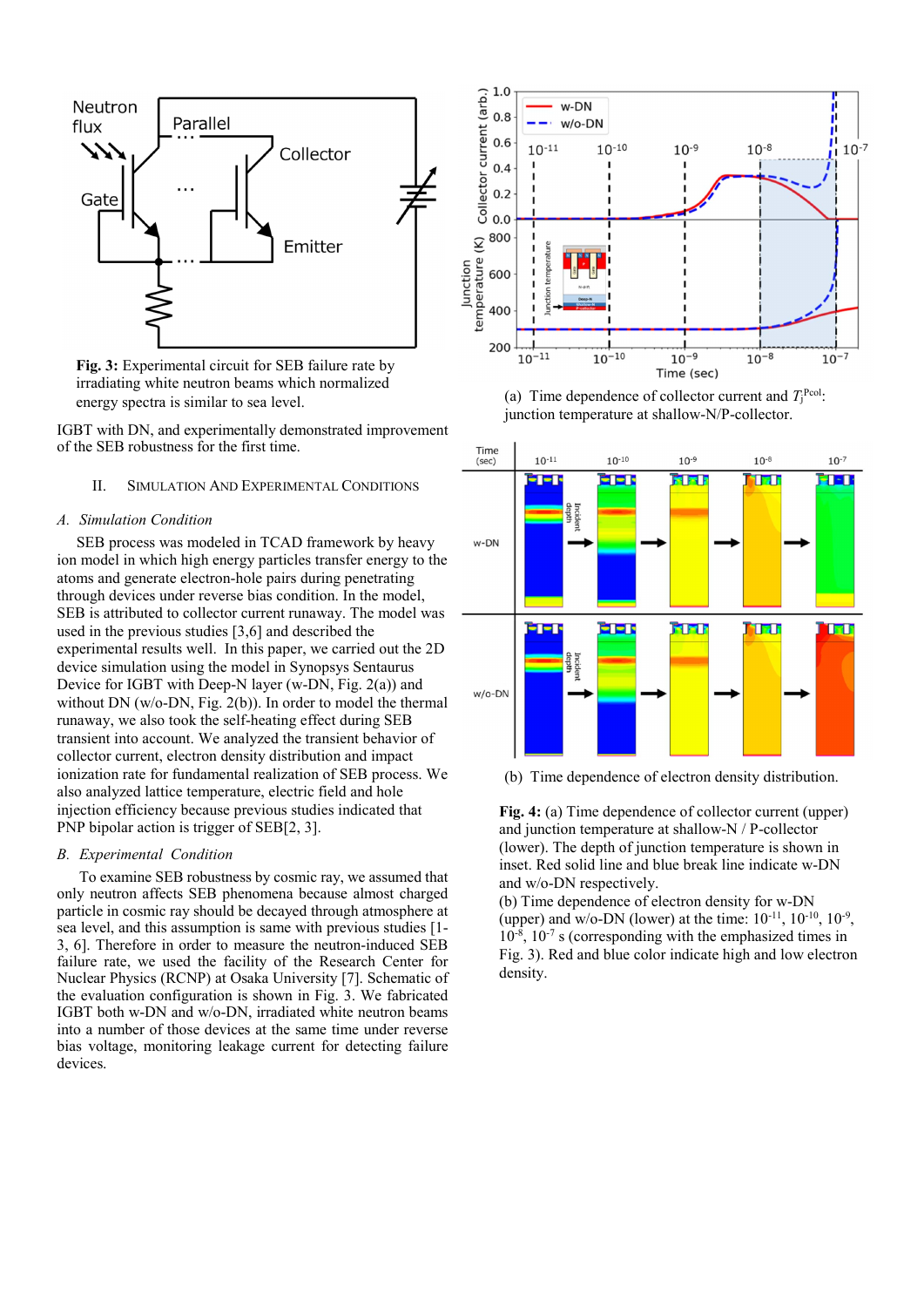**Fig. 3:** Experimental circuit for SEB failure rate by irradiating white neutron beams which normalized energy spectra is similar to sea level.

IGBT with DN, and experimentally demonstrated improvement of the SEB robustness for the first time.

## II. Simulation And Experimental Conditions

### A. Simulation Condition

SEB process was modeled in TCAD framework by heavy ion model in which high energy particles transfer energy to the atoms and generate electron-hole pairs during penetrating through devices under reverse bias condition. In the model, SEB is attributed to collector current runaway. The model was used in the previous studies [3,6] and described the experimental results well. In this paper, we carried out the 2D device simulation using the model in Synopsys Sentaurus Device for IGBT with Deep-N layer (w-DN, Fig. 2(a)) and without DN (w/o-DN, Fig. 2(b)). In order to model the thermal runaway, we also took the self-heating effect during SEB transient into account. We analyzed the transient behavior of collector current, electron density distribution and impact ionization rate for fundamental realization of SEB process. We also analyzed lattice temperature, electric field and hole injection efficiency because previous studies indicated that PNP bipolar action is trigger of SEB[2, 3].

### B. Experimental Condition

To examine SEB robustness by cosmic ray, we assumed that only neutron affects SEB phenomena because almost charged particle in cosmic ray should be decayed through atmosphere at sea level, and this assumption is same with previous studies [1-3, 6]. Therefore in order to measure the neutron-induced SEB failure rate, we used the facility of the Research Center for Nuclear Physics (RCNP) at Osaka University [7]. Schematic of the evaluation configuration is shown in Fig. 3. We fabricated IGBT both w-DN and w/o-DN, irradiated white neutron beams into a number of those devices at the same time under reverse bias voltage, monitoring leakage current for detecting failure devices.

(a) Time dependence of collector current and $T_j^{Pcol}$: junction temperature at shallow-N/P-collector.

(b) Time dependence of electron density distribution.

**Fig. 4:** (a) Time dependence of collector current (upper) and junction temperature at shallow-N / P-collector (lower). The depth of junction temperature is shown in inset. Red solid line and blue break line indicate w-DN and w/o-DN respectively.
(b) Time dependence of electron density for w-DN (upper) and w/o-DN (lower) at the time: $10^{-11}$, $10^{-10}$, $10^{-9}$, $10^{-8}$, $10^{-7}$ s (corresponding with the emphasized times in Fig. 3). Red and blue color indicate high and low electron density.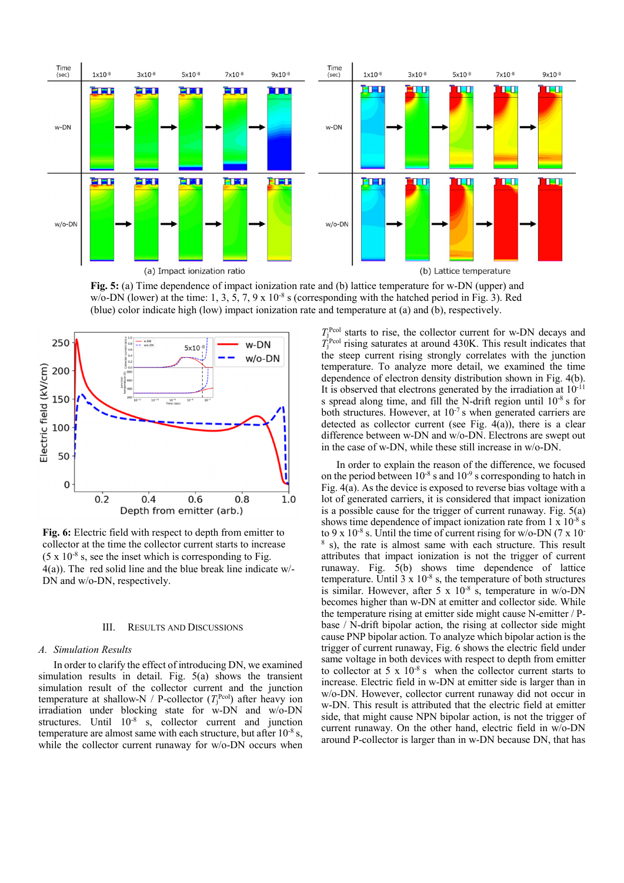**Fig. 5:** (a) Time dependence of impact ionization rate and (b) lattice temperature for w-DN (upper) and w/o-DN (lower) at the time: 1, 3, 5, 7, 9 x $10^{-8}$ s (corresponding with the hatched period in Fig. 3). Red (blue) color indicate high (low) impact ionization rate and temperature at (a) and (b), respectively.

**Fig. 6:** Electric field with respect to depth from emitter to collector at the time the collector current starts to increase (5 x $10^{-8}$ s, see the inset which is corresponding to Fig. 4(a)). The red solid line and the blue break line indicate w/-DN and w/o-DN, respectively.

## III. Results and Discussions

### *A. Simulation Results*

In order to clarify the effect of introducing DN, we examined simulation results in detail. Fig. 5(a) shows the transient simulation result of the collector current and the junction temperature at shallow-N / P-collector ($T_j^{Pcol}$) after heavy ion irradiation under blocking state for w-DN and w/o-DN structures. Until $10^{-8}$ s, collector current and junction temperature are almost same with each structure, but after $10^{-8}$ s, while the collector current runaway for w/o-DN occurs when $T_j^{Pcol}$ starts to rise, the collector current for w-DN decays and $T_j^{Pcol}$ rising saturates at around 430K. This result indicates that the steep current rising strongly correlates with the junction temperature. To analyze more detail, we examined the time dependence of electron density distribution shown in Fig. 4(b). It is observed that electrons generated by the irradiation at $10^{-11}$ s spread along time, and fill the N-drift region until $10^{-8}$ s for both structures. However, at $10^{-7}$ s when generated carriers are detected as collector current (see Fig. 4(a)), there is a clear difference between w-DN and w/o-DN. Electrons are swept out in the case of w-DN, while these still increase in w/o-DN.

In order to explain the reason of the difference, we focused on the period between $10^{-8}$ s and $10^{-9}$ s corresponding to hatch in Fig. 4(a). As the device is exposed to reverse bias voltage with a lot of generated carriers, it is considered that impact ionization is a possible cause for the trigger of current runaway. Fig. 5(a) shows time dependence of impact ionization rate from 1 x $10^{-8}$ s to 9 x $10^{-8}$ s. Until the time of current rising for w/o-DN (7 x $10^{-8}$ s), the rate is almost same with each structure. This result attributes that impact ionization is not the trigger of current runaway. Fig. 5(b) shows time dependence of lattice temperature. Until 3 x $10^{-8}$ s, the temperature of both structures is similar. However, after 5 x $10^{-8}$ s, temperature in w/o-DN becomes higher than w-DN at emitter and collector side. While the temperature rising at emitter side might cause N-emitter / P-base / N-drift bipolar action, the rising at collector side might cause PNP bipolar action. To analyze which bipolar action is the trigger of current runaway, Fig. 6 shows the electric field under same voltage in both devices with respect to depth from emitter to collector at 5 x $10^{-8}$ s when the collector current starts to increase. Electric field in w-DN at emitter side is larger than in w/o-DN. However, collector current runaway did not occur in w-DN. This result is attributed that the electric field at emitter side, that might cause NPN bipolar action, is not the trigger of current runaway. On the other hand, electric field in w/o-DN around P-collector is larger than in w-DN because DN, that has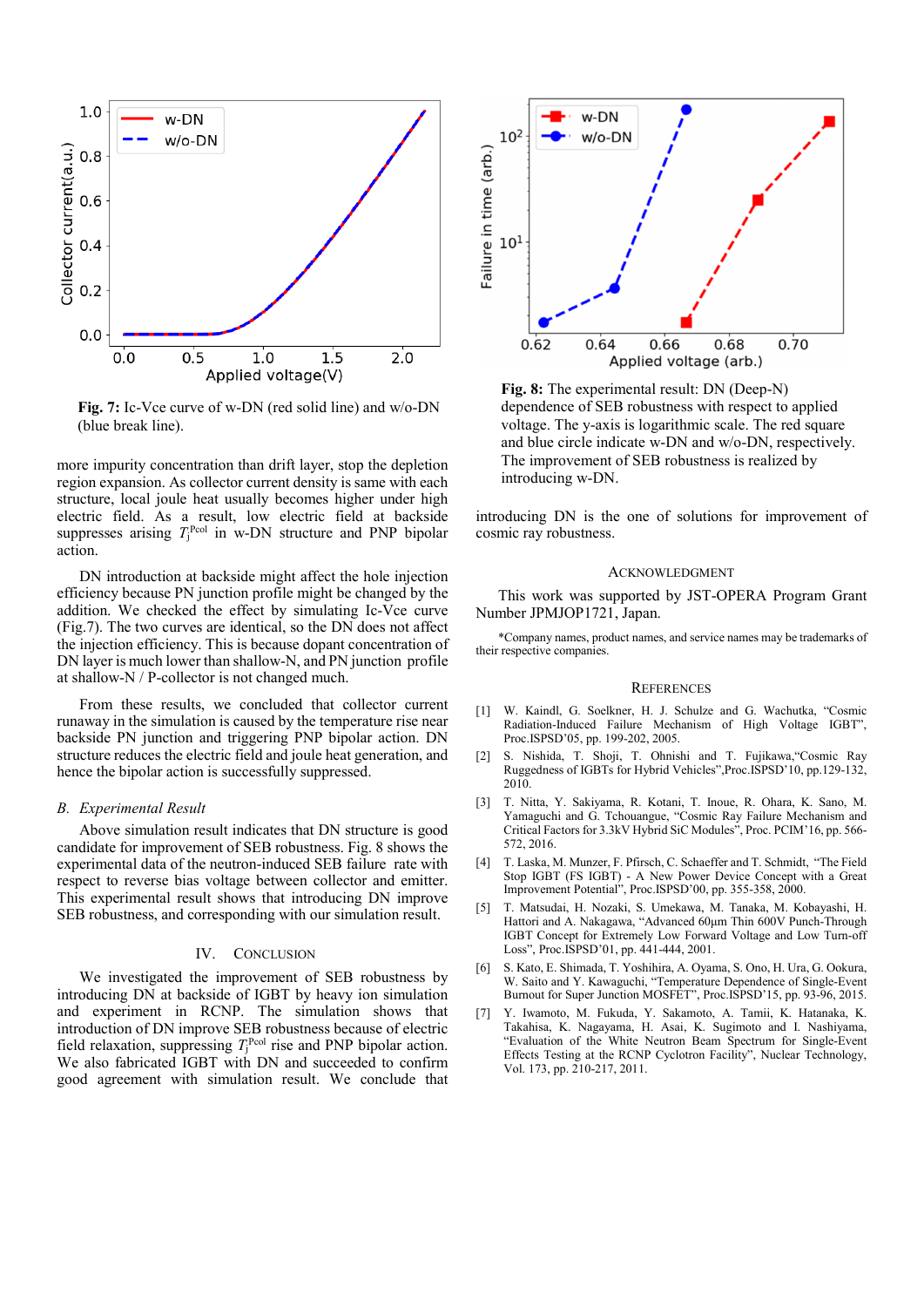1.0
0.8
0.6
0.4
0.2
0.0
Collector current(a.u.)
0.0
0.5
1.0
1.5
2.0
Applied voltage(V)
w-DN
w/o-DN

**Fig. 7:** Ic-Vce curve of w-DN (red solid line) and w/o-DN (blue break line).

$10^2$
$10^1$
Failure in time (arb.)
0.62
0.64
0.66
0.68
0.70
Applied voltage (arb.)
w-DN
w/o-DN

**Fig. 8:** The experimental result: DN (Deep-N) dependence of SEB robustness with respect to applied voltage. The y-axis is logarithmic scale. The red square and blue circle indicate w-DN and w/o-DN, respectively. The improvement of SEB robustness is realized by introducing w-DN.

more impurity concentration than drift layer, stop the depletion region expansion. As collector current density is same with each structure, local joule heat usually becomes higher under high electric field. As a result, low electric field at backside suppresses arising $T_j^{Pcol}$ in w-DN structure and PNP bipolar action.

DN introduction at backside might affect the hole injection efficiency because PN junction profile might be changed by the addition. We checked the effect by simulating Ic-Vce curve (Fig.7). The two curves are identical, so the DN does not affect the injection efficiency. This is because dopant concentration of DN layer is much lower than shallow-N, and PN junction profile at shallow-N / P-collector is not changed much.

From these results, we concluded that collector current runaway in the simulation is caused by the temperature rise near backside PN junction and triggering PNP bipolar action. DN structure reduces the electric field and joule heat generation, and hence the bipolar action is successfully suppressed.

### B. Experimental Result

Above simulation result indicates that DN structure is good candidate for improvement of SEB robustness. Fig. 8 shows the experimental data of the neutron-induced SEB failure rate with respect to reverse bias voltage between collector and emitter. This experimental result shows that introducing DN improve SEB robustness, and corresponding with our simulation result.

## IV. Conclusion

We investigated the improvement of SEB robustness by introducing DN at backside of IGBT by heavy ion simulation and experiment in RCNP. The simulation shows that introduction of DN improve SEB robustness because of electric field relaxation, suppressing $T_j^{Pcol}$ rise and PNP bipolar action. We also fabricated IGBT with DN and succeeded to confirm good agreement with simulation result. We conclude that introducing DN is the one of solutions for improvement of cosmic ray robustness.

## Acknowledgment

This work was supported by JST-OPERA Program Grant Number JPMJOP1721, Japan.

*Company names, product names, and service names may be trademarks of their respective companies.

## References

[1] W. Kaindl, G. Soelkner, H. J. Schulze and G. Wachutka, "Cosmic Radiation-Induced Failure Mechanism of High Voltage IGBT", Proc.ISPSD'05, pp. 199-202, 2005.

[2] S. Nishida, T. Shoji, T. Ohnishi and T. Fujikawa,"Cosmic Ray Ruggedness of IGBTs for Hybrid Vehicles",Proc.ISPSD'10, pp.129-132, 2010.

[3] T. Nitta, Y. Sakiyama, R. Kotani, T. Inoue, R. Ohara, K. Sano, M. Yamaguchi and G. Tchouangue, "Cosmic Ray Failure Mechanism and Critical Factors for 3.3kV Hybrid SiC Modules", Proc. PCIM'16, pp. 566-572, 2016.

[4] T. Laska, M. Munzer, F. Pfirsch, C. Schaeffer and T. Schmidt, "The Field Stop IGBT (FS IGBT) - A New Power Device Concept with a Great Improvement Potential", Proc.ISPSD'00, pp. 355-358, 2000.

[5] T. Matsudai, H. Nozaki, S. Umekawa, M. Tanaka, M. Kobayashi, H. Hattori and A. Nakagawa, "Advanced 60μm Thin 600V Punch-Through IGBT Concept for Extremely Low Forward Voltage and Low Turn-off Loss", Proc.ISPSD'01, pp. 441-444, 2001.

[6] S. Kato, E. Shimada, T. Yoshihira, A. Oyama, S. Ono, H. Ura, G. Ookura, W. Saito and Y. Kawaguchi, "Temperature Dependence of Single-Event Burnout for Super Junction MOSFET", Proc.ISPSD'15, pp. 93-96, 2015.

[7] Y. Iwamoto, M. Fukuda, Y. Sakamoto, A. Tamii, K. Hatanaka, K. Takahisa, K. Nagayama, H. Asai, K. Sugimoto and I. Nashiyama, "Evaluation of the White Neutron Beam Spectrum for Single-Event Effects Testing at the RCNP Cyclotron Facility", Nuclear Technology, Vol. 173, pp. 210-217, 2011.